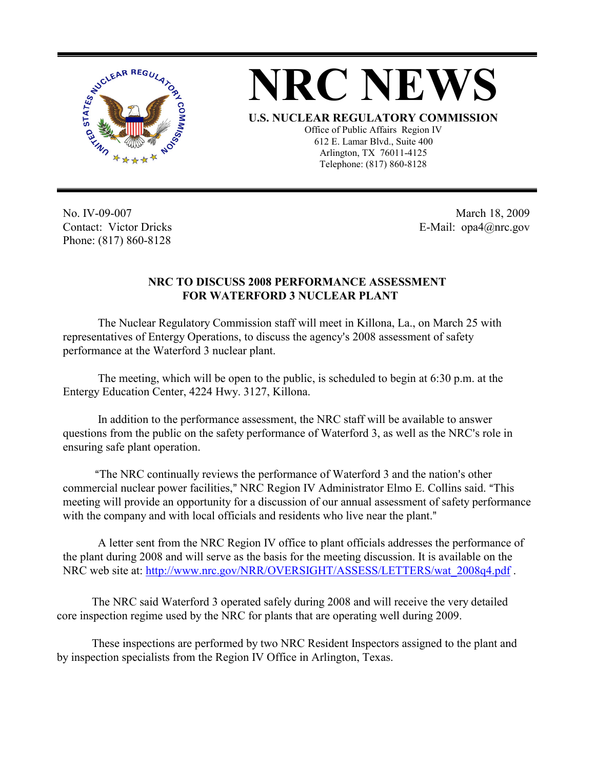# NRC NEWS

**U.S. NUCLEAR REGULATORY COMMISSION**

Office of Public Affairs Region IV
612 E. Lamar Blvd., Suite 400
Arlington, TX 76011-4125
Telephone: (817) 860-8128

No. IV-09-007
Contact: Victor Dricks
Phone: (817) 860-8128

March 18, 2009
E-Mail: opa4@nrc.gov

**NRC TO DISCUSS 2008 PERFORMANCE ASSESSMENT FOR WATERFORD 3 NUCLEAR PLANT**

The Nuclear Regulatory Commission staff will meet in Killona, La., on March 25 with representatives of Entergy Operations, to discuss the agency's 2008 assessment of safety performance at the Waterford 3 nuclear plant.

The meeting, which will be open to the public, is scheduled to begin at 6:30 p.m. at the Entergy Education Center, 4224 Hwy. 3127, Killona.

In addition to the performance assessment, the NRC staff will be available to answer questions from the public on the safety performance of Waterford 3, as well as the NRC's role in ensuring safe plant operation.

"The NRC continually reviews the performance of Waterford 3 and the nation's other commercial nuclear power facilities," NRC Region IV Administrator Elmo E. Collins said. "This meeting will provide an opportunity for a discussion of our annual assessment of safety performance with the company and with local officials and residents who live near the plant."

A letter sent from the NRC Region IV office to plant officials addresses the performance of the plant during 2008 and will serve as the basis for the meeting discussion. It is available on the NRC web site at: http://www.nrc.gov/NRR/OVERSIGHT/ASSESS/LETTERS/wat_2008q4.pdf .

The NRC said Waterford 3 operated safely during 2008 and will receive the very detailed core inspection regime used by the NRC for plants that are operating well during 2009.

These inspections are performed by two NRC Resident Inspectors assigned to the plant and by inspection specialists from the Region IV Office in Arlington, Texas.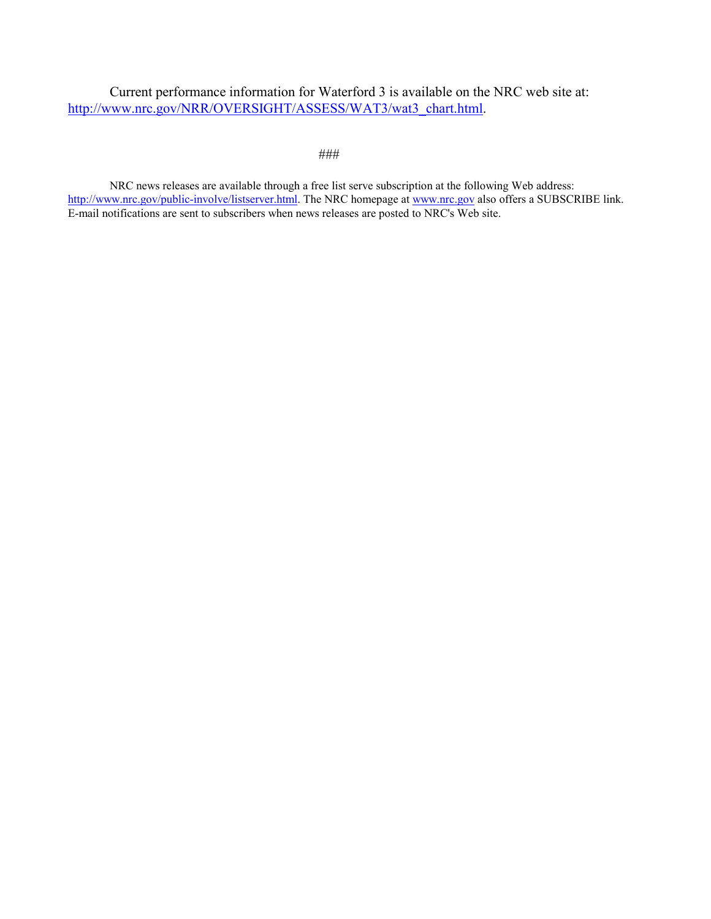Current performance information for Waterford 3 is available on the NRC web site at: http://www.nrc.gov/NRR/OVERSIGHT/ASSESS/WAT3/wat3_chart.html.

###

NRC news releases are available through a free list serve subscription at the following Web address: http://www.nrc.gov/public-involve/listserver.html. The NRC homepage at www.nrc.gov also offers a SUBSCRIBE link. E-mail notifications are sent to subscribers when news releases are posted to NRC's Web site.